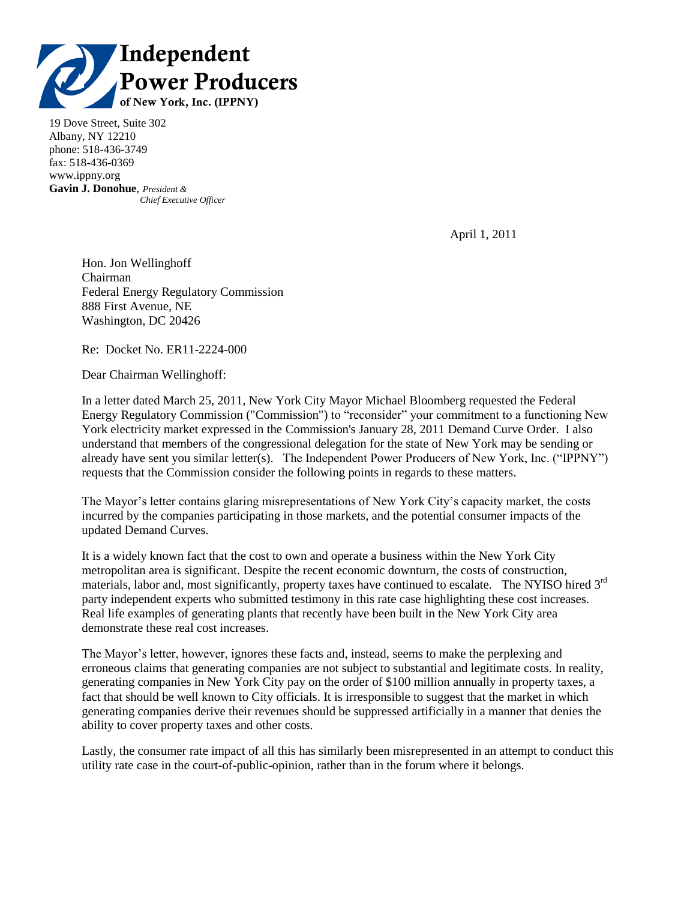# Independent Power Producers of New York, Inc. (IPPNY)

19 Dove Street, Suite 302
Albany, NY 12210
phone: 518-436-3749
fax: 518-436-0369
www.ippny.org
**Gavin J. Donohue**, *President & Chief Executive Officer*

April 1, 2011

Hon. Jon Wellinghoff
Chairman
Federal Energy Regulatory Commission
888 First Avenue, NE
Washington, DC 20426

Re: Docket No. ER11-2224-000

Dear Chairman Wellinghoff:

In a letter dated March 25, 2011, New York City Mayor Michael Bloomberg requested the Federal Energy Regulatory Commission ("Commission") to "reconsider" your commitment to a functioning New York electricity market expressed in the Commission's January 28, 2011 Demand Curve Order. I also understand that members of the congressional delegation for the state of New York may be sending or already have sent you similar letter(s). The Independent Power Producers of New York, Inc. ("IPPNY") requests that the Commission consider the following points in regards to these matters.

The Mayor's letter contains glaring misrepresentations of New York City's capacity market, the costs incurred by the companies participating in those markets, and the potential consumer impacts of the updated Demand Curves.

It is a widely known fact that the cost to own and operate a business within the New York City metropolitan area is significant. Despite the recent economic downturn, the costs of construction, materials, labor and, most significantly, property taxes have continued to escalate. The NYISO hired 3rd party independent experts who submitted testimony in this rate case highlighting these cost increases. Real life examples of generating plants that recently have been built in the New York City area demonstrate these real cost increases.

The Mayor's letter, however, ignores these facts and, instead, seems to make the perplexing and erroneous claims that generating companies are not subject to substantial and legitimate costs. In reality, generating companies in New York City pay on the order of $100 million annually in property taxes, a fact that should be well known to City officials. It is irresponsible to suggest that the market in which generating companies derive their revenues should be suppressed artificially in a manner that denies the ability to cover property taxes and other costs.

Lastly, the consumer rate impact of all this has similarly been misrepresented in an attempt to conduct this utility rate case in the court-of-public-opinion, rather than in the forum where it belongs.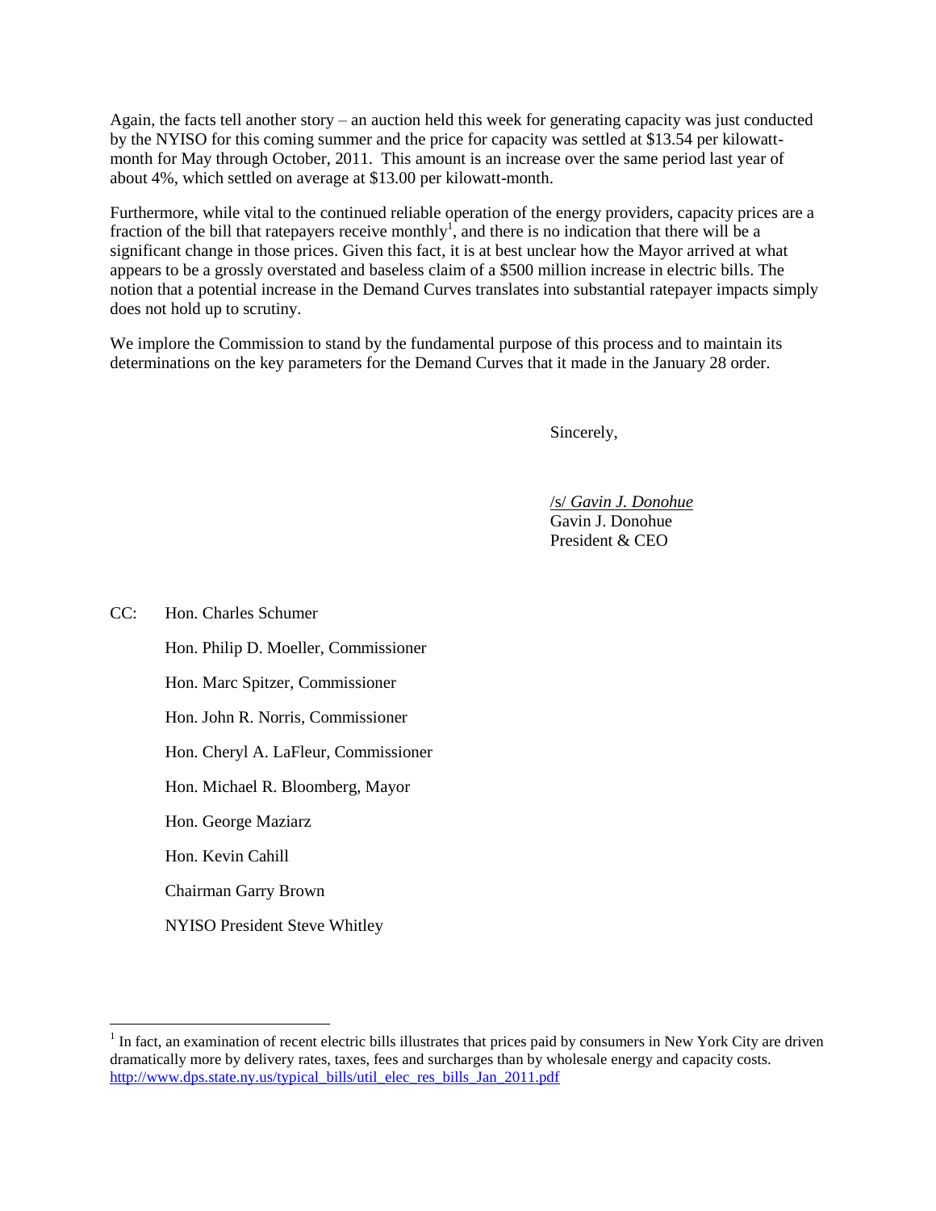Again, the facts tell another story – an auction held this week for generating capacity was just conducted by the NYISO for this coming summer and the price for capacity was settled at $13.54 per kilowatt-month for May through October, 2011. This amount is an increase over the same period last year of about 4%, which settled on average at $13.00 per kilowatt-month.

Furthermore, while vital to the continued reliable operation of the energy providers, capacity prices are a fraction of the bill that ratepayers receive monthly[1], and there is no indication that there will be a significant change in those prices. Given this fact, it is at best unclear how the Mayor arrived at what appears to be a grossly overstated and baseless claim of a $500 million increase in electric bills. The notion that a potential increase in the Demand Curves translates into substantial ratepayer impacts simply does not hold up to scrutiny.

We implore the Commission to stand by the fundamental purpose of this process and to maintain its determinations on the key parameters for the Demand Curves that it made in the January 28 order.

Sincerely,

/s/ *Gavin J. Donohue*
Gavin J. Donohue
President & CEO

CC: Hon. Charles Schumer

Hon. Philip D. Moeller, Commissioner

Hon. Marc Spitzer, Commissioner

Hon. John R. Norris, Commissioner

Hon. Cheryl A. LaFleur, Commissioner

Hon. Michael R. Bloomberg, Mayor

Hon. George Maziarz

Hon. Kevin Cahill

Chairman Garry Brown

NYISO President Steve Whitley

---

[1] In fact, an examination of recent electric bills illustrates that prices paid by consumers in New York City are driven dramatically more by delivery rates, taxes, fees and surcharges than by wholesale energy and capacity costs. http://www.dps.state.ny.us/typical_bills/util_elec_res_bills_Jan_2011.pdf